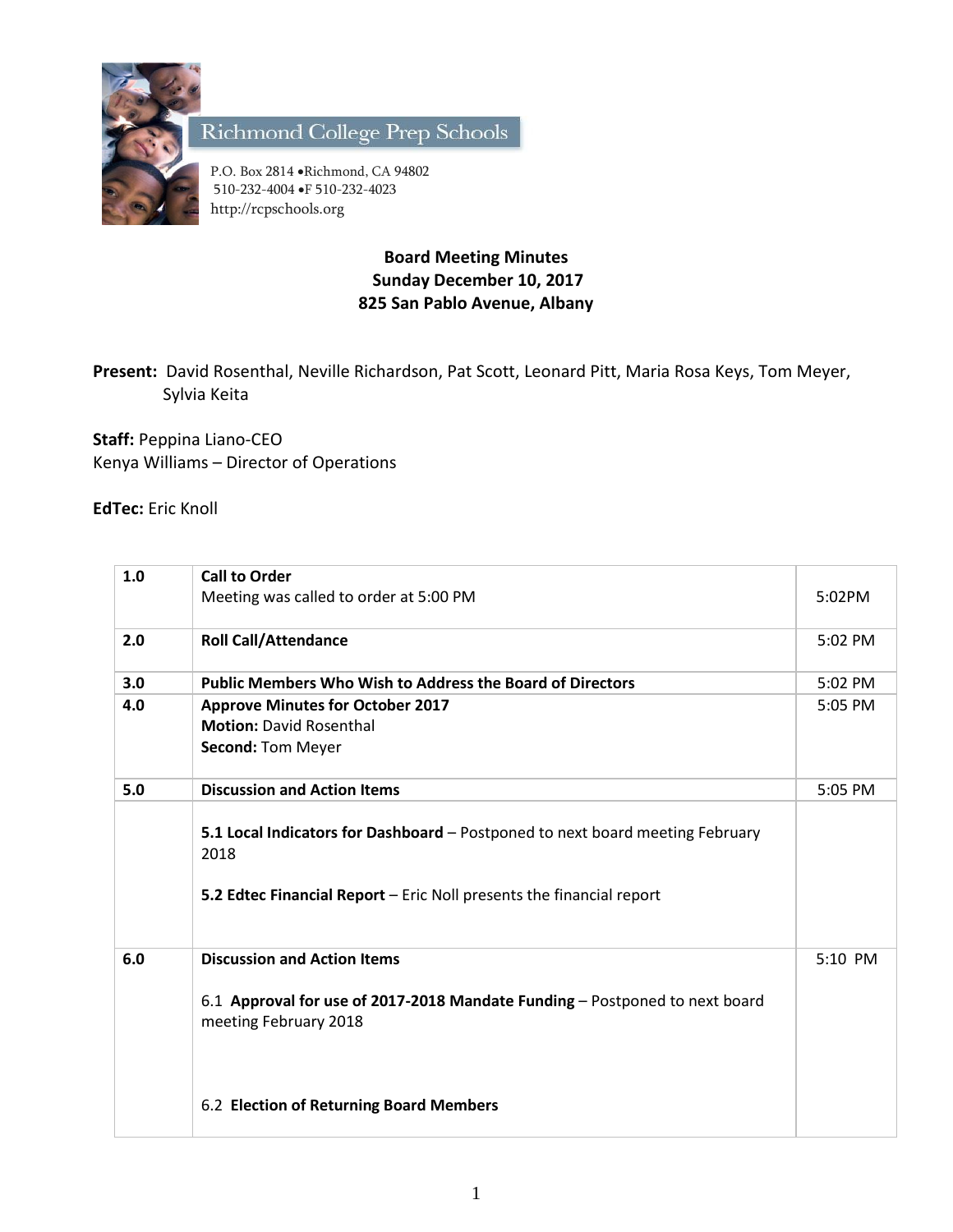Richmond College Prep Schools

P.O. Box 2814 •Richmond, CA 94802
510-232-4004 •F 510-232-4023
http://rcpschools.org

**Board Meeting Minutes**
**Sunday December 10, 2017**
**825 San Pablo Avenue, Albany**

**Present:** David Rosenthal, Neville Richardson, Pat Scott, Leonard Pitt, Maria Rosa Keys, Tom Meyer, Sylvia Keita

**Staff:** Peppina Liano-CEO
Kenya Williams – Director of Operations

**EdTec:** Eric Knoll

| | | |
|---|---|---|
| 1.0 | **Call to Order**<br>Meeting was called to order at 5:00 PM | 5:02PM |
| 2.0 | **Roll Call/Attendance** | 5:02 PM |
| 3.0 | **Public Members Who Wish to Address the Board of Directors** | 5:02 PM |
| 4.0 | **Approve Minutes for October 2017**<br>**Motion:** David Rosenthal<br>**Second:** Tom Meyer | 5:05 PM |
| 5.0 | **Discussion and Action Items** | 5:05 PM |
| | **5.1 Local Indicators for Dashboard** – Postponed to next board meeting February 2018<br><br>**5.2 Edtec Financial Report** – Eric Noll presents the financial report | |
| 6.0 | **Discussion and Action Items**<br><br>6.1 **Approval for use of 2017-2018 Mandate Funding** – Postponed to next board meeting February 2018<br><br>6.2 **Election of Returning Board Members** | 5:10 PM |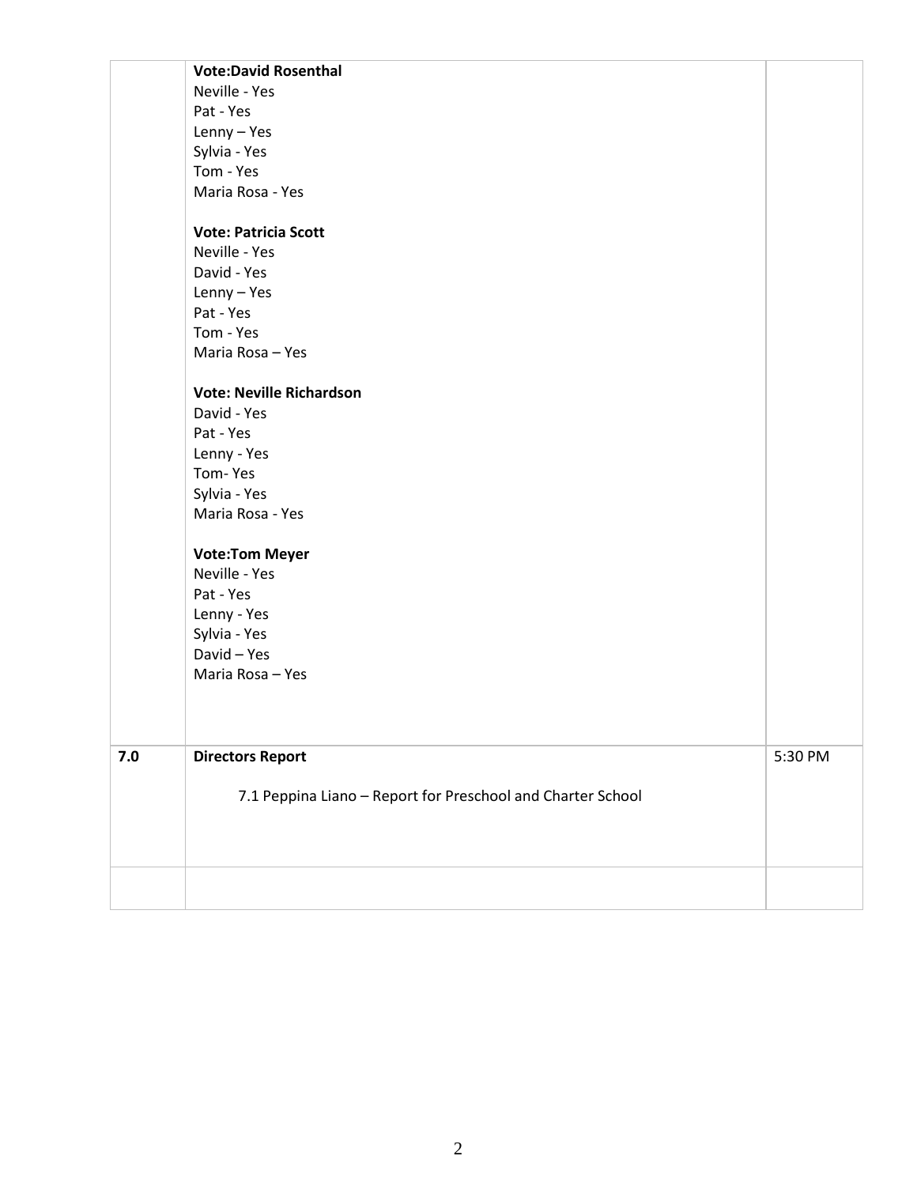| | | |
|---|---|---|
| | **Vote:David Rosenthal**<br>Neville - Yes<br>Pat - Yes<br>Lenny – Yes<br>Sylvia - Yes<br>Tom - Yes<br>Maria Rosa - Yes<br><br>**Vote: Patricia Scott**<br>Neville - Yes<br>David - Yes<br>Lenny – Yes<br>Pat - Yes<br>Tom - Yes<br>Maria Rosa – Yes<br><br>**Vote: Neville Richardson**<br>David - Yes<br>Pat - Yes<br>Lenny - Yes<br>Tom- Yes<br>Sylvia - Yes<br>Maria Rosa - Yes<br><br>**Vote:Tom Meyer**<br>Neville - Yes<br>Pat - Yes<br>Lenny - Yes<br>Sylvia - Yes<br>David – Yes<br>Maria Rosa – Yes | |
| **7.0** | **Directors Report**<br><br>7.1 Peppina Liano – Report for Preschool and Charter School | 5:30 PM |
| | | |